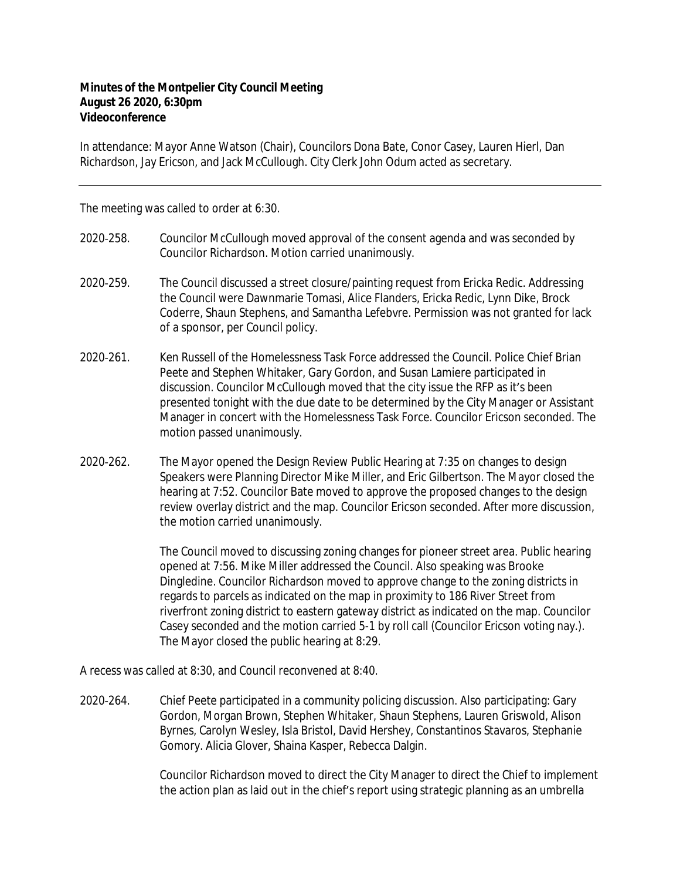**Minutes of the Montpelier City Council Meeting**
**August 26 2020, 6:30pm**
**Videoconference**

In attendance: Mayor Anne Watson (Chair), Councilors Dona Bate, Conor Casey, Lauren Hierl, Dan Richardson, Jay Ericson, and Jack McCullough. City Clerk John Odum acted as secretary.

---

The meeting was called to order at 6:30.

2020-258. Councilor McCullough moved approval of the consent agenda and was seconded by Councilor Richardson. Motion carried unanimously.

2020-259. The Council discussed a street closure/painting request from Ericka Redic. Addressing the Council were Dawnmarie Tomasi, Alice Flanders, Ericka Redic, Lynn Dike, Brock Coderre, Shaun Stephens, and Samantha Lefebvre. Permission was not granted for lack of a sponsor, per Council policy.

2020-261. Ken Russell of the Homelessness Task Force addressed the Council. Police Chief Brian Peete and Stephen Whitaker, Gary Gordon, and Susan Lamiere participated in discussion. Councilor McCullough moved that the city issue the RFP as it's been presented tonight with the due date to be determined by the City Manager or Assistant Manager in concert with the Homelessness Task Force. Councilor Ericson seconded. The motion passed unanimously.

2020-262. The Mayor opened the Design Review Public Hearing at 7:35 on changes to design Speakers were Planning Director Mike Miller, and Eric Gilbertson. The Mayor closed the hearing at 7:52. Councilor Bate moved to approve the proposed changes to the design review overlay district and the map. Councilor Ericson seconded. After more discussion, the motion carried unanimously.

The Council moved to discussing zoning changes for pioneer street area. Public hearing opened at 7:56. Mike Miller addressed the Council. Also speaking was Brooke Dingledine. Councilor Richardson moved to approve change to the zoning districts in regards to parcels as indicated on the map in proximity to 186 River Street from riverfront zoning district to eastern gateway district as indicated on the map. Councilor Casey seconded and the motion carried 5-1 by roll call (Councilor Ericson voting nay.). The Mayor closed the public hearing at 8:29.

A recess was called at 8:30, and Council reconvened at 8:40.

2020-264. Chief Peete participated in a community policing discussion. Also participating: Gary Gordon, Morgan Brown, Stephen Whitaker, Shaun Stephens, Lauren Griswold, Alison Byrnes, Carolyn Wesley, Isla Bristol, David Hershey, Constantinos Stavaros, Stephanie Gomory. Alicia Glover, Shaina Kasper, Rebecca Dalgin.

Councilor Richardson moved to direct the City Manager to direct the Chief to implement the action plan as laid out in the chief's report using strategic planning as an umbrella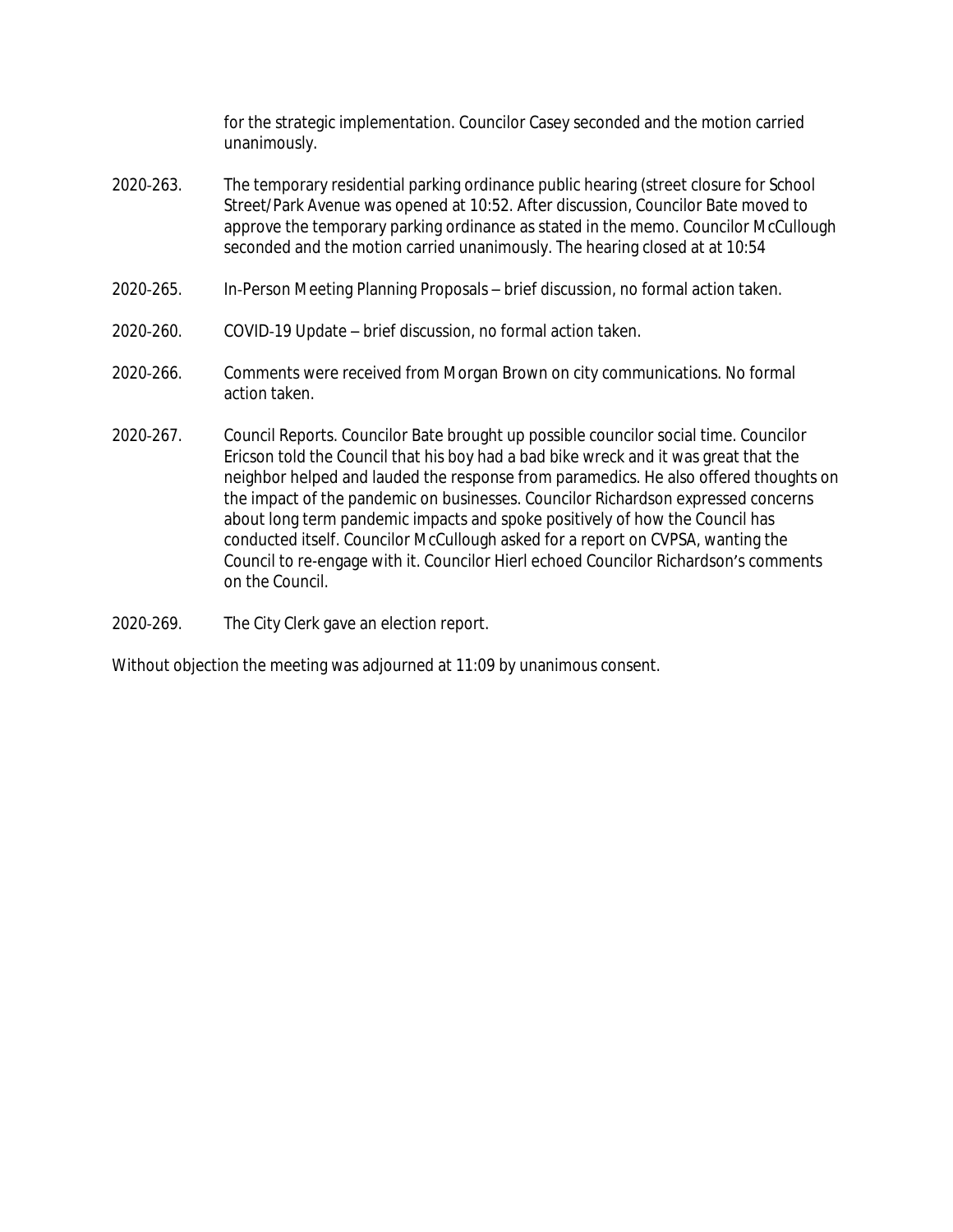for the strategic implementation. Councilor Casey seconded and the motion carried unanimously.

2020-263. The temporary residential parking ordinance public hearing (street closure for School Street/Park Avenue was opened at 10:52. After discussion, Councilor Bate moved to approve the temporary parking ordinance as stated in the memo. Councilor McCullough seconded and the motion carried unanimously. The hearing closed at at 10:54

2020-265. In-Person Meeting Planning Proposals – brief discussion, no formal action taken.

2020-260. COVID-19 Update – brief discussion, no formal action taken.

2020-266. Comments were received from Morgan Brown on city communications. No formal action taken.

2020-267. Council Reports. Councilor Bate brought up possible councilor social time. Councilor Ericson told the Council that his boy had a bad bike wreck and it was great that the neighbor helped and lauded the response from paramedics. He also offered thoughts on the impact of the pandemic on businesses. Councilor Richardson expressed concerns about long term pandemic impacts and spoke positively of how the Council has conducted itself. Councilor McCullough asked for a report on CVPSA, wanting the Council to re-engage with it. Councilor Hierl echoed Councilor Richardson's comments on the Council.

2020-269. The City Clerk gave an election report.

Without objection the meeting was adjourned at 11:09 by unanimous consent.